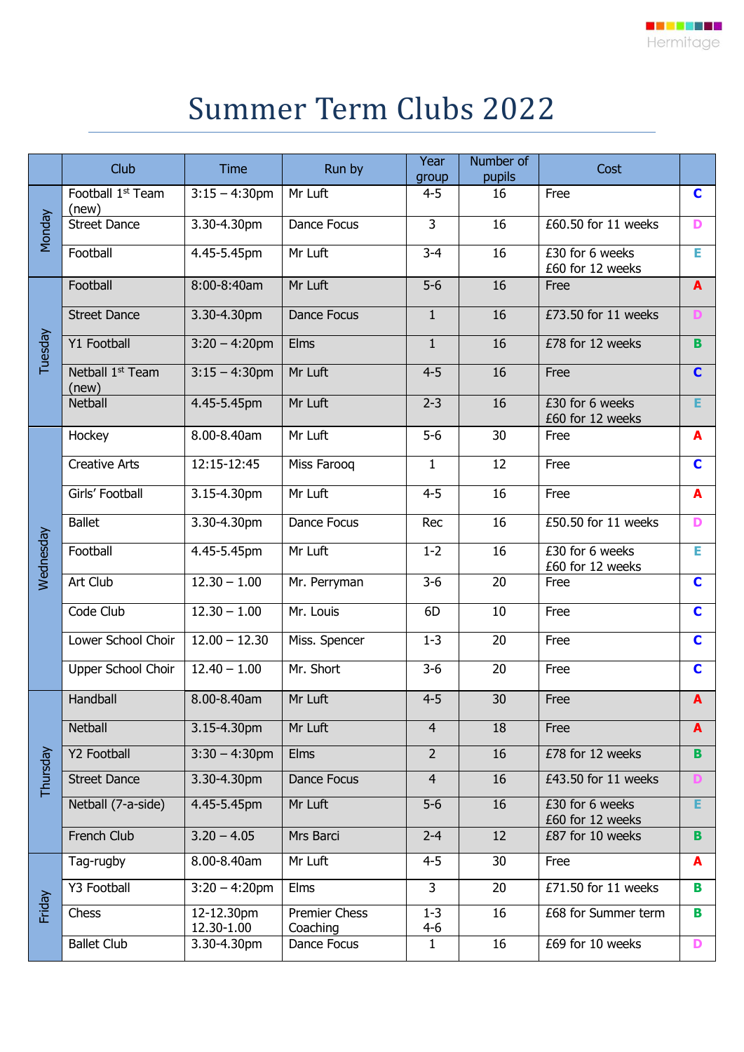Hermitage

# Summer Term Clubs 2022

| | Club | Time | Run by | Year group | Number of pupils | Cost | |
|---|---|---|---|---|---|---|---|
| Monday | Football 1st Team (new) | 3:15 – 4:30pm | Mr Luft | 4-5 | 16 | Free | C |
| | Street Dance | 3.30-4.30pm | Dance Focus | 3 | 16 | £60.50 for 11 weeks | D |
| | Football | 4.45-5.45pm | Mr Luft | 3-4 | 16 | £30 for 6 weeks<br>£60 for 12 weeks | E |
| Tuesday | Football | 8:00-8:40am | Mr Luft | 5-6 | 16 | Free | A |
| | Street Dance | 3.30-4.30pm | Dance Focus | 1 | 16 | £73.50 for 11 weeks | D |
| | Y1 Football | 3:20 – 4:20pm | Elms | 1 | 16 | £78 for 12 weeks | B |
| | Netball 1st Team (new) | 3:15 – 4:30pm | Mr Luft | 4-5 | 16 | Free | C |
| | Netball | 4.45-5.45pm | Mr Luft | 2-3 | 16 | £30 for 6 weeks<br>£60 for 12 weeks | E |
| Wednesday | Hockey | 8.00-8.40am | Mr Luft | 5-6 | 30 | Free | A |
| | Creative Arts | 12:15-12:45 | Miss Farooq | 1 | 12 | Free | C |
| | Girls' Football | 3.15-4.30pm | Mr Luft | 4-5 | 16 | Free | A |
| | Ballet | 3.30-4.30pm | Dance Focus | Rec | 16 | £50.50 for 11 weeks | D |
| | Football | 4.45-5.45pm | Mr Luft | 1-2 | 16 | £30 for 6 weeks<br>£60 for 12 weeks | E |
| | Art Club | 12.30 – 1.00 | Mr. Perryman | 3-6 | 20 | Free | C |
| | Code Club | 12.30 – 1.00 | Mr. Louis | 6D | 10 | Free | C |
| | Lower School Choir | 12.00 – 12.30 | Miss. Spencer | 1-3 | 20 | Free | C |
| | Upper School Choir | 12.40 – 1.00 | Mr. Short | 3-6 | 20 | Free | C |
| Thursday | Handball | 8.00-8.40am | Mr Luft | 4-5 | 30 | Free | A |
| | Netball | 3.15-4.30pm | Mr Luft | 4 | 18 | Free | A |
| | Y2 Football | 3:30 – 4:30pm | Elms | 2 | 16 | £78 for 12 weeks | B |
| | Street Dance | 3.30-4.30pm | Dance Focus | 4 | 16 | £43.50 for 11 weeks | D |
| | Netball (7-a-side) | 4.45-5.45pm | Mr Luft | 5-6 | 16 | £30 for 6 weeks<br>£60 for 12 weeks | E |
| | French Club | 3.20 – 4.05 | Mrs Barci | 2-4 | 12 | £87 for 10 weeks | B |
| Friday | Tag-rugby | 8.00-8.40am | Mr Luft | 4-5 | 30 | Free | A |
| | Y3 Football | 3:20 – 4:20pm | Elms | 3 | 20 | £71.50 for 11 weeks | B |
| | Chess | 12-12.30pm<br>12.30-1.00 | Premier Chess Coaching | 1-3<br>4-6 | 16 | £68 for Summer term | B |
| | Ballet Club | 3.30-4.30pm | Dance Focus | 1 | 16 | £69 for 10 weeks | D |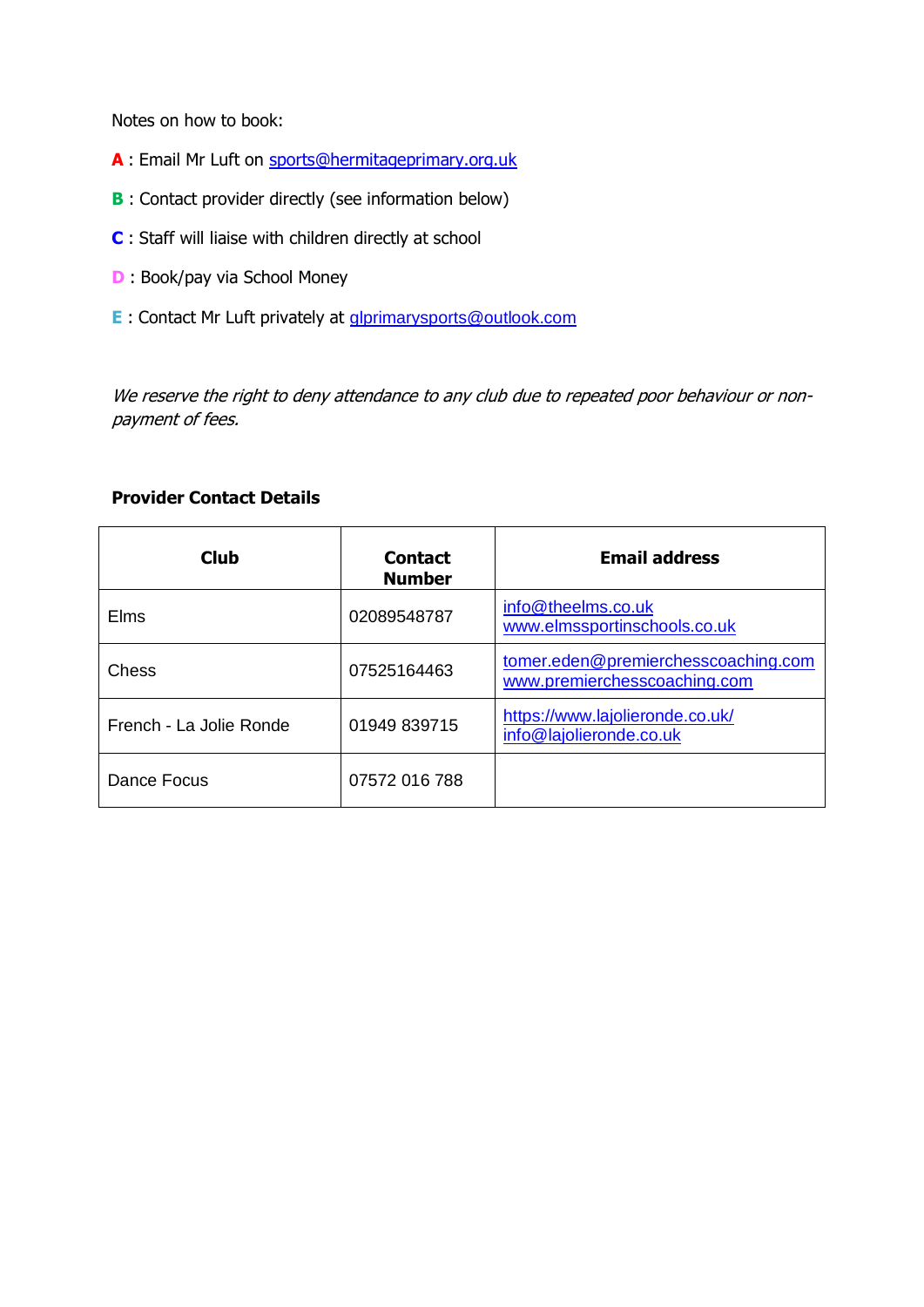Notes on how to book:

**A** : Email Mr Luft on sports@hermitageprimary.org.uk

**B** : Contact provider directly (see information below)

**C** : Staff will liaise with children directly at school

**D** : Book/pay via School Money

**E** : Contact Mr Luft privately at glprimarysports@outlook.com

*We reserve the right to deny attendance to any club due to repeated poor behaviour or non-payment of fees.*

**Provider Contact Details**

| Club | Contact Number | Email address |
|---|---|---|
| Elms | 02089548787 | info@theelms.co.uk<br>www.elmssportinschools.co.uk |
| Chess | 07525164463 | tomer.eden@premierchesscoaching.com<br>www.premierchesscoaching.com |
| French - La Jolie Ronde | 01949 839715 | https://www.lajolieronde.co.uk/<br>info@lajolieronde.co.uk |
| Dance Focus | 07572 016 788 | |